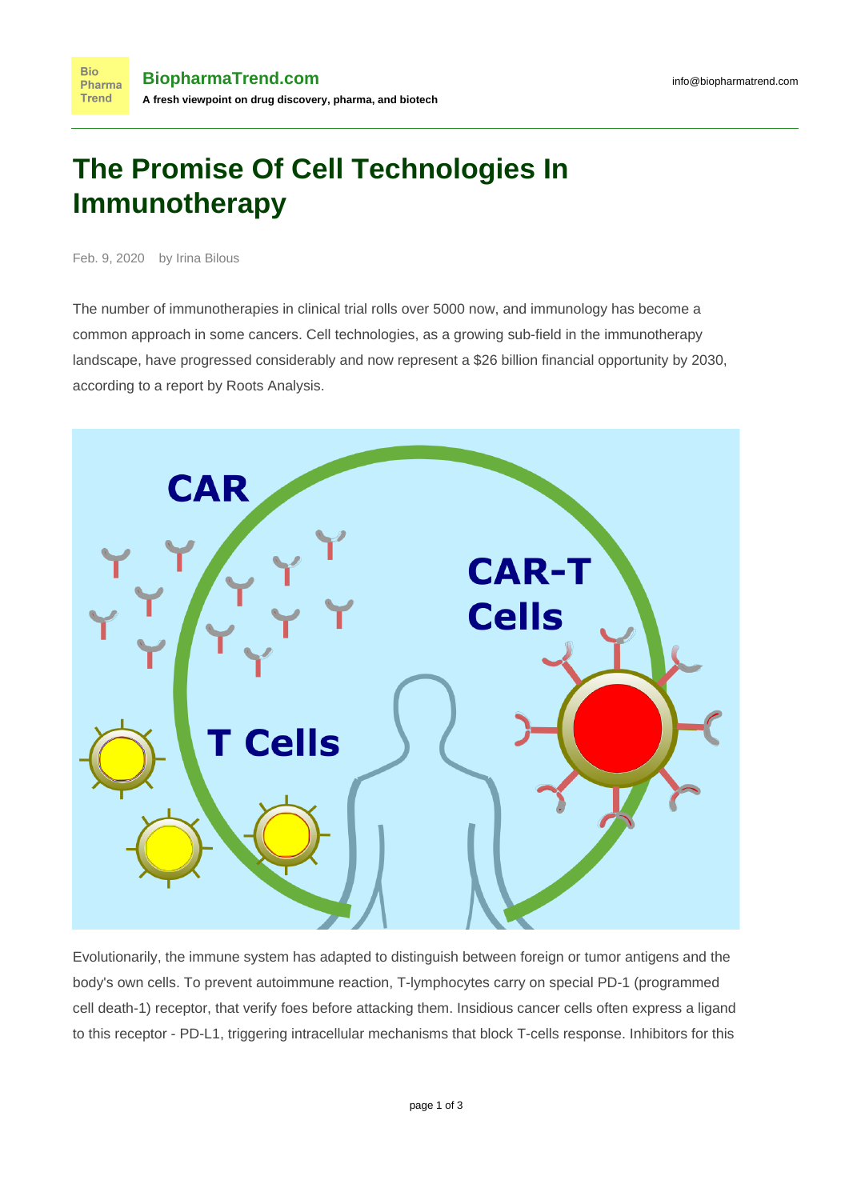# The Promise Of Cell Technologies In Immunotherapy

Feb. 9, 2020 by Irina Bilous

The number of immunotherapies in clinical trial rolls over 5000 now, and immunology has become a common approach in some cancers. Cell technologies, as a growing sub-field in the immunotherapy landscape, have progressed considerably and now represent a $26 billion financial opportunity by 2030, according to a report by Roots Analysis.

Evolutionarily, the immune system has adapted to distinguish between foreign or tumor antigens and the body's own cells. To prevent autoimmune reaction, T-lymphocytes carry on special PD-1 (programmed cell death-1) receptor, that verify foes before attacking them. Insidious cancer cells often express a ligand to this receptor - PD-L1, triggering intracellular mechanisms that block T-cells response. Inhibitors for this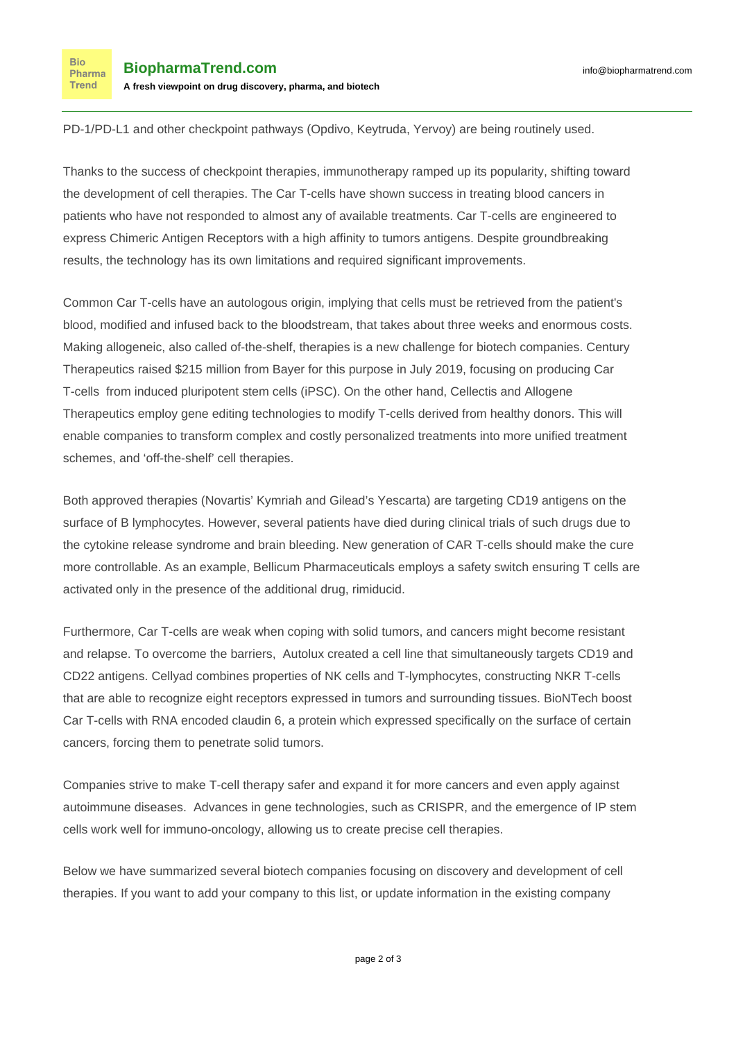PD-1/PD-L1 and other checkpoint pathways (Opdivo, Keytruda, Yervoy) are being routinely used.

Thanks to the success of checkpoint therapies, immunotherapy ramped up its popularity, shifting toward the development of cell therapies. The Car T-cells have shown success in treating blood cancers in patients who have not responded to almost any of available treatments. Car T-cells are engineered to express Chimeric Antigen Receptors with a high affinity to tumors antigens. Despite groundbreaking results, the technology has its own limitations and required significant improvements.

Common Car T-cells have an autologous origin, implying that cells must be retrieved from the patient's blood, modified and infused back to the bloodstream, that takes about three weeks and enormous costs. Making allogeneic, also called of-the-shelf, therapies is a new challenge for biotech companies. Century Therapeutics raised $215 million from Bayer for this purpose in July 2019, focusing on producing Car T-cells from induced pluripotent stem cells (iPSC). On the other hand, Cellectis and Allogene Therapeutics employ gene editing technologies to modify T-cells derived from healthy donors. This will enable companies to transform complex and costly personalized treatments into more unified treatment schemes, and 'off-the-shelf' cell therapies.

Both approved therapies (Novartis' Kymriah and Gilead's Yescarta) are targeting CD19 antigens on the surface of B lymphocytes. However, several patients have died during clinical trials of such drugs due to the cytokine release syndrome and brain bleeding. New generation of CAR T-cells should make the cure more controllable. As an example, Bellicum Pharmaceuticals employs a safety switch ensuring T cells are activated only in the presence of the additional drug, rimiducid.

Furthermore, Car T-cells are weak when coping with solid tumors, and cancers might become resistant and relapse. To overcome the barriers, Autolux created a cell line that simultaneously targets CD19 and CD22 antigens. Cellyad combines properties of NK cells and T-lymphocytes, constructing NKR T-cells that are able to recognize eight receptors expressed in tumors and surrounding tissues. BioNTech boost Car T-cells with RNA encoded claudin 6, a protein which expressed specifically on the surface of certain cancers, forcing them to penetrate solid tumors.

Companies strive to make T-cell therapy safer and expand it for more cancers and even apply against autoimmune diseases. Advances in gene technologies, such as CRISPR, and the emergence of IP stem cells work well for immuno-oncology, allowing us to create precise cell therapies.

Below we have summarized several biotech companies focusing on discovery and development of cell therapies. If you want to add your company to this list, or update information in the existing company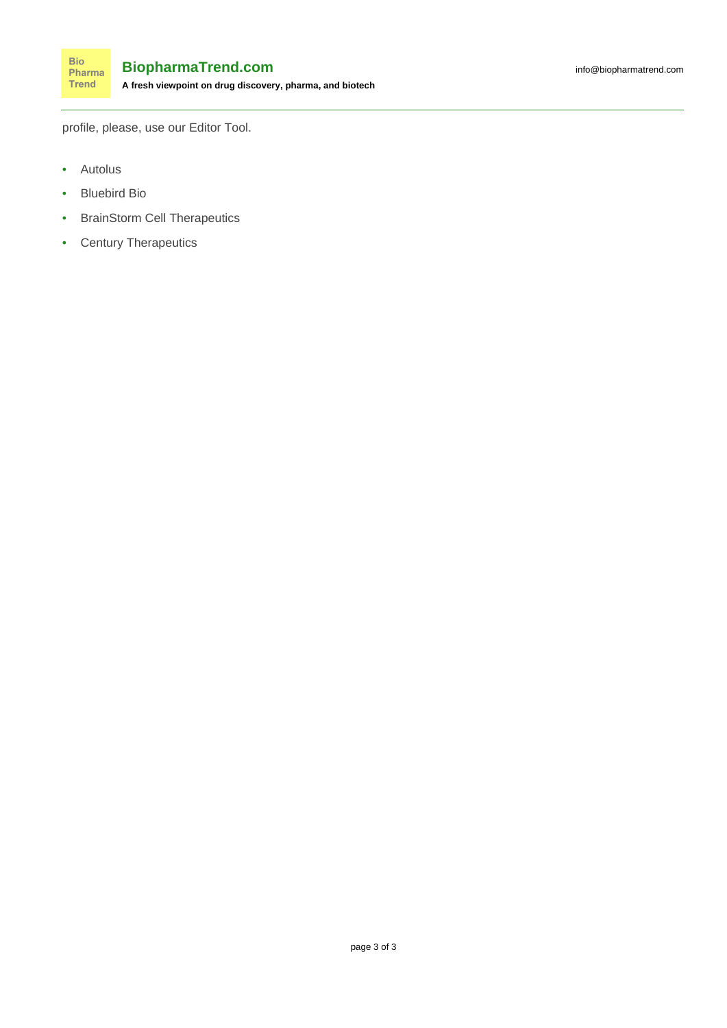profile, please, use our Editor Tool.

- Autolus
- Bluebird Bio
- BrainStorm Cell Therapeutics
- Century Therapeutics